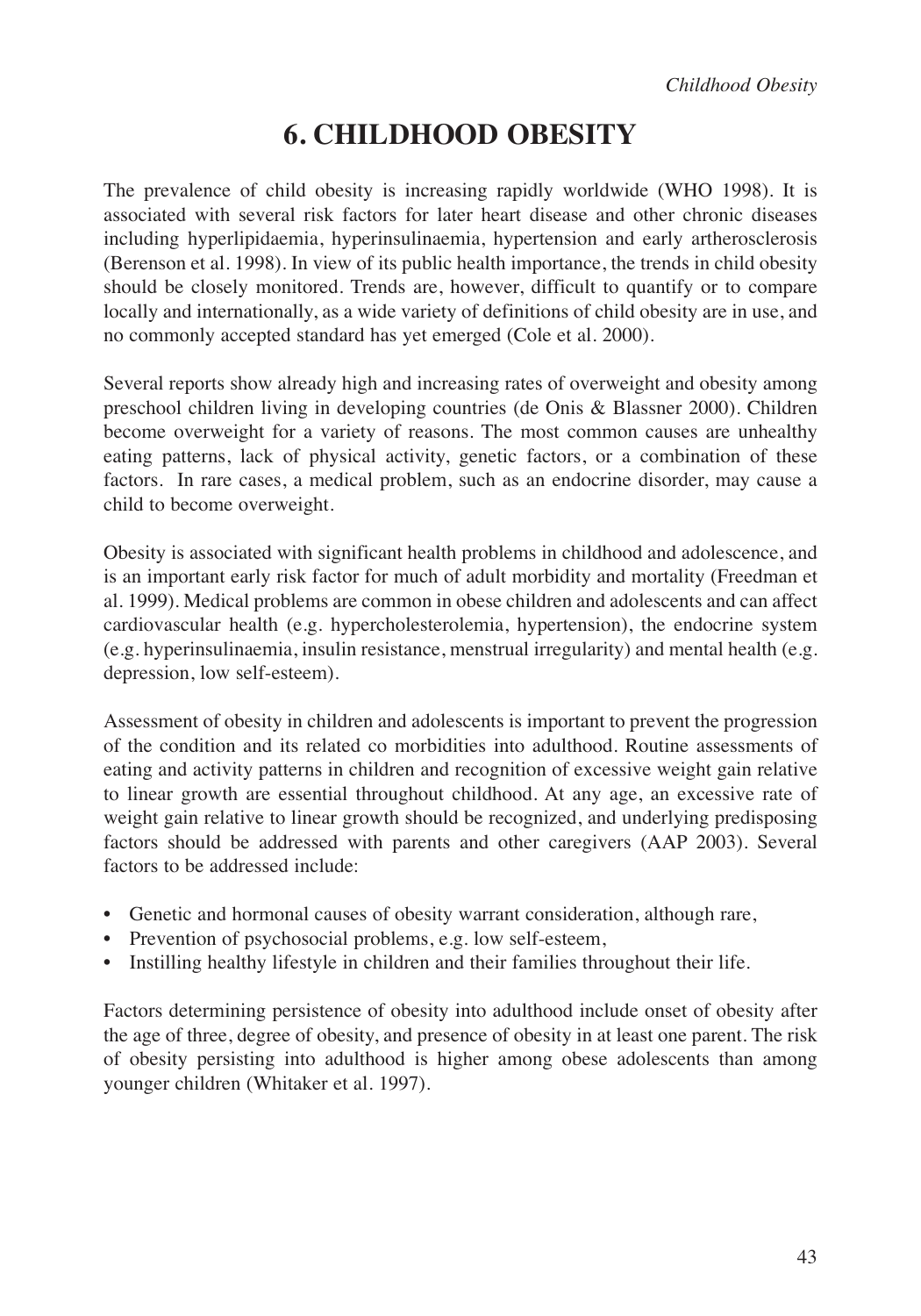# 6. CHILDHOOD OBESITY

The prevalence of child obesity is increasing rapidly worldwide (WHO 1998). It is associated with several risk factors for later heart disease and other chronic diseases including hyperlipidaemia, hyperinsulinaemia, hypertension and early artherosclerosis (Berenson et al. 1998). In view of its public health importance, the trends in child obesity should be closely monitored. Trends are, however, difficult to quantify or to compare locally and internationally, as a wide variety of definitions of child obesity are in use, and no commonly accepted standard has yet emerged (Cole et al. 2000).

Several reports show already high and increasing rates of overweight and obesity among preschool children living in developing countries (de Onis & Blassner 2000). Children become overweight for a variety of reasons. The most common causes are unhealthy eating patterns, lack of physical activity, genetic factors, or a combination of these factors. In rare cases, a medical problem, such as an endocrine disorder, may cause a child to become overweight.

Obesity is associated with significant health problems in childhood and adolescence, and is an important early risk factor for much of adult morbidity and mortality (Freedman et al. 1999). Medical problems are common in obese children and adolescents and can affect cardiovascular health (e.g. hypercholesterolemia, hypertension), the endocrine system (e.g. hyperinsulinaemia, insulin resistance, menstrual irregularity) and mental health (e.g. depression, low self-esteem).

Assessment of obesity in children and adolescents is important to prevent the progression of the condition and its related co morbidities into adulthood. Routine assessments of eating and activity patterns in children and recognition of excessive weight gain relative to linear growth are essential throughout childhood. At any age, an excessive rate of weight gain relative to linear growth should be recognized, and underlying predisposing factors should be addressed with parents and other caregivers (AAP 2003). Several factors to be addressed include:

- Genetic and hormonal causes of obesity warrant consideration, although rare,
- Prevention of psychosocial problems, e.g. low self-esteem,
- Instilling healthy lifestyle in children and their families throughout their life.

Factors determining persistence of obesity into adulthood include onset of obesity after the age of three, degree of obesity, and presence of obesity in at least one parent. The risk of obesity persisting into adulthood is higher among obese adolescents than among younger children (Whitaker et al. 1997).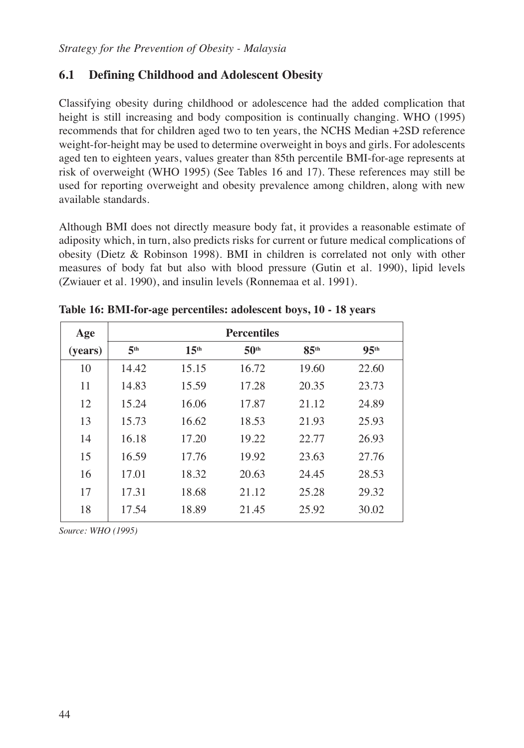## 6.1 Defining Childhood and Adolescent Obesity

Classifying obesity during childhood or adolescence had the added complication that height is still increasing and body composition is continually changing. WHO (1995) recommends that for children aged two to ten years, the NCHS Median +2SD reference weight-for-height may be used to determine overweight in boys and girls. For adolescents aged ten to eighteen years, values greater than 85th percentile BMI-for-age represents at risk of overweight (WHO 1995) (See Tables 16 and 17). These references may still be used for reporting overweight and obesity prevalence among children, along with new available standards.

Although BMI does not directly measure body fat, it provides a reasonable estimate of adiposity which, in turn, also predicts risks for current or future medical complications of obesity (Dietz & Robinson 1998). BMI in children is correlated not only with other measures of body fat but also with blood pressure (Gutin et al. 1990), lipid levels (Zwiauer et al. 1990), and insulin levels (Ronnemaa et al. 1991).

**Table 16: BMI-for-age percentiles: adolescent boys, 10 - 18 years**

| Age | Percentiles | | | | |
|---|---|---|---|---|---|
| (years) | 5th | 15th | 50th | 85th | 95th |
| 10 | 14.42 | 15.15 | 16.72 | 19.60 | 22.60 |
| 11 | 14.83 | 15.59 | 17.28 | 20.35 | 23.73 |
| 12 | 15.24 | 16.06 | 17.87 | 21.12 | 24.89 |
| 13 | 15.73 | 16.62 | 18.53 | 21.93 | 25.93 |
| 14 | 16.18 | 17.20 | 19.22 | 22.77 | 26.93 |
| 15 | 16.59 | 17.76 | 19.92 | 23.63 | 27.76 |
| 16 | 17.01 | 18.32 | 20.63 | 24.45 | 28.53 |
| 17 | 17.31 | 18.68 | 21.12 | 25.28 | 29.32 |
| 18 | 17.54 | 18.89 | 21.45 | 25.92 | 30.02 |

*Source: WHO (1995)*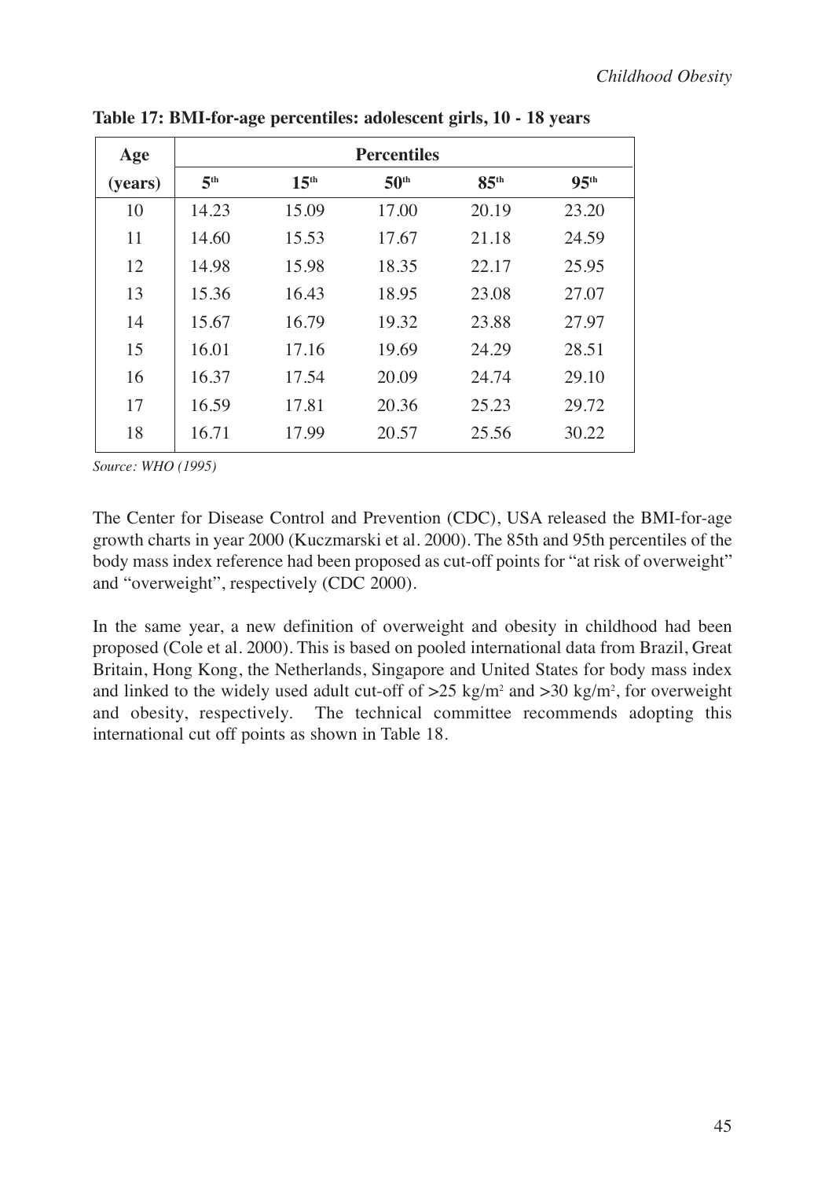**Table 17: BMI-for-age percentiles: adolescent girls, 10 - 18 years**

| Age | Percentiles | | | | |
|---|---|---|---|---|---|
| (years) | 5th | 15th | 50th | 85th | 95th |
| 10 | 14.23 | 15.09 | 17.00 | 20.19 | 23.20 |
| 11 | 14.60 | 15.53 | 17.67 | 21.18 | 24.59 |
| 12 | 14.98 | 15.98 | 18.35 | 22.17 | 25.95 |
| 13 | 15.36 | 16.43 | 18.95 | 23.08 | 27.07 |
| 14 | 15.67 | 16.79 | 19.32 | 23.88 | 27.97 |
| 15 | 16.01 | 17.16 | 19.69 | 24.29 | 28.51 |
| 16 | 16.37 | 17.54 | 20.09 | 24.74 | 29.10 |
| 17 | 16.59 | 17.81 | 20.36 | 25.23 | 29.72 |
| 18 | 16.71 | 17.99 | 20.57 | 25.56 | 30.22 |

*Source: WHO (1995)*

The Center for Disease Control and Prevention (CDC), USA released the BMI-for-age growth charts in year 2000 (Kuczmarski et al. 2000). The 85th and 95th percentiles of the body mass index reference had been proposed as cut-off points for "at risk of overweight" and "overweight", respectively (CDC 2000).

In the same year, a new definition of overweight and obesity in childhood had been proposed (Cole et al. 2000). This is based on pooled international data from Brazil, Great Britain, Hong Kong, the Netherlands, Singapore and United States for body mass index and linked to the widely used adult cut-off of $>25$ kg/m$^2$ and $>30$ kg/m$^2$, for overweight and obesity, respectively. The technical committee recommends adopting this international cut off points as shown in Table 18.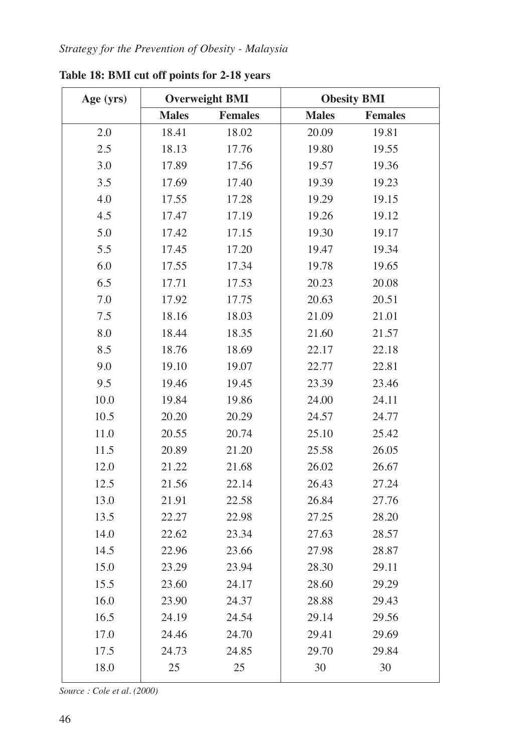**Table 18: BMI cut off points for 2-18 years**

| Age (yrs) | Overweight BMI | | Obesity BMI | |
|---|---|---|---|---|
| | **Males** | **Females** | **Males** | **Females** |
| 2.0 | 18.41 | 18.02 | 20.09 | 19.81 |
| 2.5 | 18.13 | 17.76 | 19.80 | 19.55 |
| 3.0 | 17.89 | 17.56 | 19.57 | 19.36 |
| 3.5 | 17.69 | 17.40 | 19.39 | 19.23 |
| 4.0 | 17.55 | 17.28 | 19.29 | 19.15 |
| 4.5 | 17.47 | 17.19 | 19.26 | 19.12 |
| 5.0 | 17.42 | 17.15 | 19.30 | 19.17 |
| 5.5 | 17.45 | 17.20 | 19.47 | 19.34 |
| 6.0 | 17.55 | 17.34 | 19.78 | 19.65 |
| 6.5 | 17.71 | 17.53 | 20.23 | 20.08 |
| 7.0 | 17.92 | 17.75 | 20.63 | 20.51 |
| 7.5 | 18.16 | 18.03 | 21.09 | 21.01 |
| 8.0 | 18.44 | 18.35 | 21.60 | 21.57 |
| 8.5 | 18.76 | 18.69 | 22.17 | 22.18 |
| 9.0 | 19.10 | 19.07 | 22.77 | 22.81 |
| 9.5 | 19.46 | 19.45 | 23.39 | 23.46 |
| 10.0 | 19.84 | 19.86 | 24.00 | 24.11 |
| 10.5 | 20.20 | 20.29 | 24.57 | 24.77 |
| 11.0 | 20.55 | 20.74 | 25.10 | 25.42 |
| 11.5 | 20.89 | 21.20 | 25.58 | 26.05 |
| 12.0 | 21.22 | 21.68 | 26.02 | 26.67 |
| 12.5 | 21.56 | 22.14 | 26.43 | 27.24 |
| 13.0 | 21.91 | 22.58 | 26.84 | 27.76 |
| 13.5 | 22.27 | 22.98 | 27.25 | 28.20 |
| 14.0 | 22.62 | 23.34 | 27.63 | 28.57 |
| 14.5 | 22.96 | 23.66 | 27.98 | 28.87 |
| 15.0 | 23.29 | 23.94 | 28.30 | 29.11 |
| 15.5 | 23.60 | 24.17 | 28.60 | 29.29 |
| 16.0 | 23.90 | 24.37 | 28.88 | 29.43 |
| 16.5 | 24.19 | 24.54 | 29.14 | 29.56 |
| 17.0 | 24.46 | 24.70 | 29.41 | 29.69 |
| 17.5 | 24.73 | 24.85 | 29.70 | 29.84 |
| 18.0 | 25 | 25 | 30 | 30 |

*Source : Cole et al. (2000)*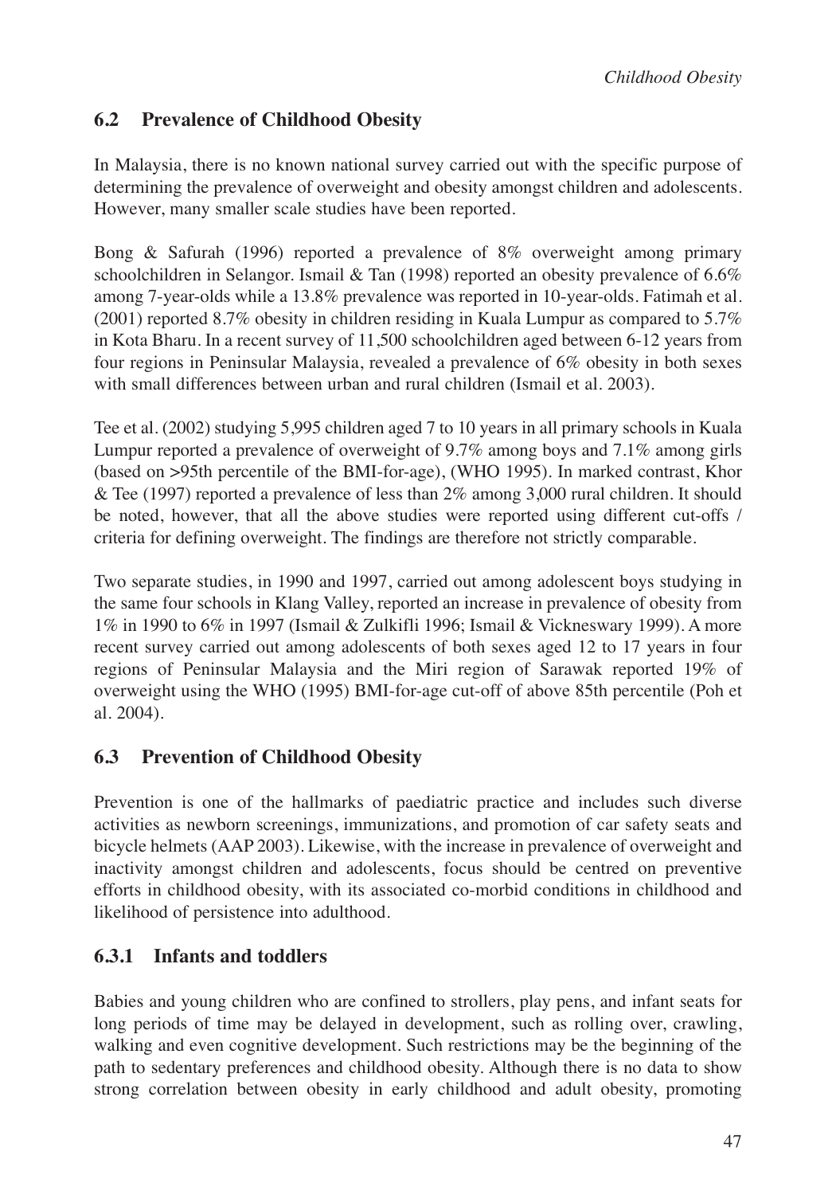## 6.2 Prevalence of Childhood Obesity

In Malaysia, there is no known national survey carried out with the specific purpose of determining the prevalence of overweight and obesity amongst children and adolescents. However, many smaller scale studies have been reported.

Bong & Safurah (1996) reported a prevalence of 8% overweight among primary schoolchildren in Selangor. Ismail & Tan (1998) reported an obesity prevalence of 6.6% among 7-year-olds while a 13.8% prevalence was reported in 10-year-olds. Fatimah et al. (2001) reported 8.7% obesity in children residing in Kuala Lumpur as compared to 5.7% in Kota Bharu. In a recent survey of 11,500 schoolchildren aged between 6-12 years from four regions in Peninsular Malaysia, revealed a prevalence of 6% obesity in both sexes with small differences between urban and rural children (Ismail et al. 2003).

Tee et al. (2002) studying 5,995 children aged 7 to 10 years in all primary schools in Kuala Lumpur reported a prevalence of overweight of 9.7% among boys and 7.1% among girls (based on >95th percentile of the BMI-for-age), (WHO 1995). In marked contrast, Khor & Tee (1997) reported a prevalence of less than 2% among 3,000 rural children. It should be noted, however, that all the above studies were reported using different cut-offs / criteria for defining overweight. The findings are therefore not strictly comparable.

Two separate studies, in 1990 and 1997, carried out among adolescent boys studying in the same four schools in Klang Valley, reported an increase in prevalence of obesity from 1% in 1990 to 6% in 1997 (Ismail & Zulkifli 1996; Ismail & Vickneswary 1999). A more recent survey carried out among adolescents of both sexes aged 12 to 17 years in four regions of Peninsular Malaysia and the Miri region of Sarawak reported 19% of overweight using the WHO (1995) BMI-for-age cut-off of above 85th percentile (Poh et al. 2004).

## 6.3 Prevention of Childhood Obesity

Prevention is one of the hallmarks of paediatric practice and includes such diverse activities as newborn screenings, immunizations, and promotion of car safety seats and bicycle helmets (AAP 2003). Likewise, with the increase in prevalence of overweight and inactivity amongst children and adolescents, focus should be centred on preventive efforts in childhood obesity, with its associated co-morbid conditions in childhood and likelihood of persistence into adulthood.

### 6.3.1 Infants and toddlers

Babies and young children who are confined to strollers, play pens, and infant seats for long periods of time may be delayed in development, such as rolling over, crawling, walking and even cognitive development. Such restrictions may be the beginning of the path to sedentary preferences and childhood obesity. Although there is no data to show strong correlation between obesity in early childhood and adult obesity, promoting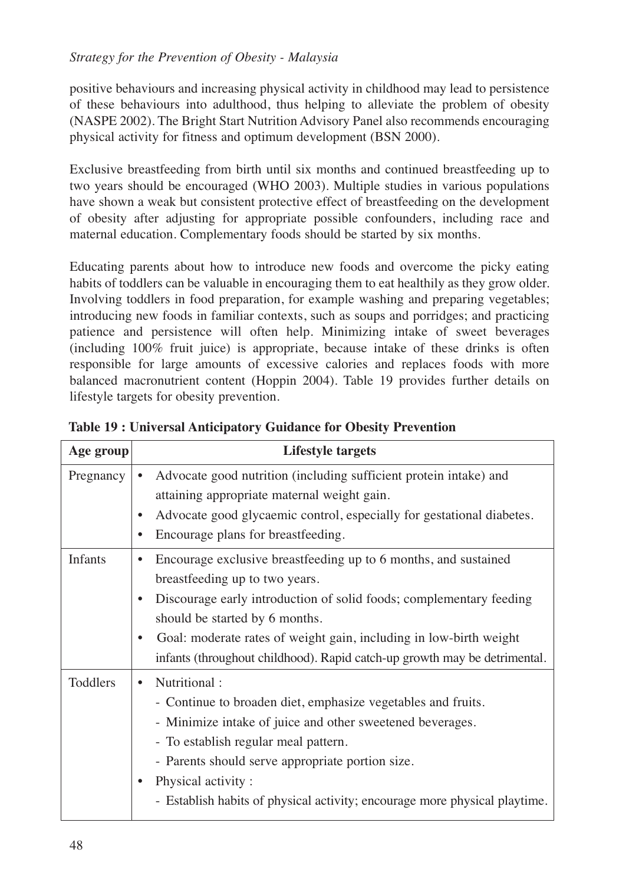positive behaviours and increasing physical activity in childhood may lead to persistence of these behaviours into adulthood, thus helping to alleviate the problem of obesity (NASPE 2002). The Bright Start Nutrition Advisory Panel also recommends encouraging physical activity for fitness and optimum development (BSN 2000).

Exclusive breastfeeding from birth until six months and continued breastfeeding up to two years should be encouraged (WHO 2003). Multiple studies in various populations have shown a weak but consistent protective effect of breastfeeding on the development of obesity after adjusting for appropriate possible confounders, including race and maternal education. Complementary foods should be started by six months.

Educating parents about how to introduce new foods and overcome the picky eating habits of toddlers can be valuable in encouraging them to eat healthily as they grow older. Involving toddlers in food preparation, for example washing and preparing vegetables; introducing new foods in familiar contexts, such as soups and porridges; and practicing patience and persistence will often help. Minimizing intake of sweet beverages (including 100% fruit juice) is appropriate, because intake of these drinks is often responsible for large amounts of excessive calories and replaces foods with more balanced macronutrient content (Hoppin 2004). Table 19 provides further details on lifestyle targets for obesity prevention.

**Table 19 : Universal Anticipatory Guidance for Obesity Prevention**

| Age group | Lifestyle targets |
|---|---|
| Pregnancy | • Advocate good nutrition (including sufficient protein intake) and attaining appropriate maternal weight gain.<br>• Advocate good glycaemic control, especially for gestational diabetes.<br>• Encourage plans for breastfeeding. |
| Infants | • Encourage exclusive breastfeeding up to 6 months, and sustained breastfeeding up to two years.<br>• Discourage early introduction of solid foods; complementary feeding should be started by 6 months.<br>• Goal: moderate rates of weight gain, including in low-birth weight infants (throughout childhood). Rapid catch-up growth may be detrimental. |
| Toddlers | • Nutritional :<br>- Continue to broaden diet, emphasize vegetables and fruits.<br>- Minimize intake of juice and other sweetened beverages.<br>- To establish regular meal pattern.<br>- Parents should serve appropriate portion size.<br>• Physical activity :<br>- Establish habits of physical activity; encourage more physical playtime. |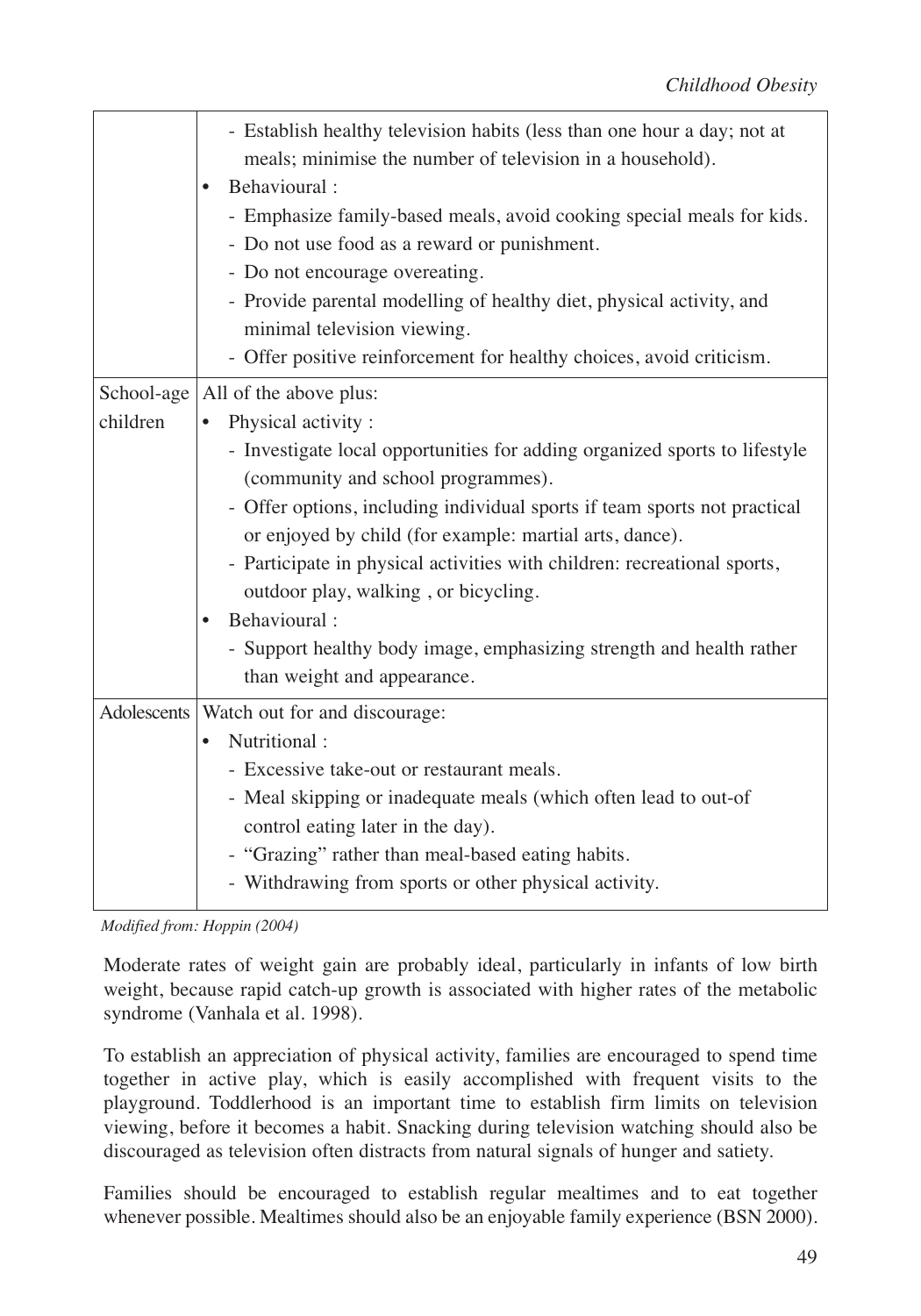| | |
|---|---|
| | - Establish healthy television habits (less than one hour a day; not at meals; minimise the number of television in a household).<br>• Behavioural :<br>- Emphasize family-based meals, avoid cooking special meals for kids.<br>- Do not use food as a reward or punishment.<br>- Do not encourage overeating.<br>- Provide parental modelling of healthy diet, physical activity, and minimal television viewing.<br>- Offer positive reinforcement for healthy choices, avoid criticism. |
| School-age children | All of the above plus:<br>• Physical activity :<br>- Investigate local opportunities for adding organized sports to lifestyle (community and school programmes).<br>- Offer options, including individual sports if team sports not practical or enjoyed by child (for example: martial arts, dance).<br>- Participate in physical activities with children: recreational sports, outdoor play, walking , or bicycling.<br>• Behavioural :<br>- Support healthy body image, emphasizing strength and health rather than weight and appearance. |
| Adolescents | Watch out for and discourage:<br>• Nutritional :<br>- Excessive take-out or restaurant meals.<br>- Meal skipping or inadequate meals (which often lead to out-of control eating later in the day).<br>- "Grazing" rather than meal-based eating habits.<br>- Withdrawing from sports or other physical activity. |

*Modified from: Hoppin (2004)*

Moderate rates of weight gain are probably ideal, particularly in infants of low birth weight, because rapid catch-up growth is associated with higher rates of the metabolic syndrome (Vanhala et al. 1998).

To establish an appreciation of physical activity, families are encouraged to spend time together in active play, which is easily accomplished with frequent visits to the playground. Toddlerhood is an important time to establish firm limits on television viewing, before it becomes a habit. Snacking during television watching should also be discouraged as television often distracts from natural signals of hunger and satiety.

Families should be encouraged to establish regular mealtimes and to eat together whenever possible. Mealtimes should also be an enjoyable family experience (BSN 2000).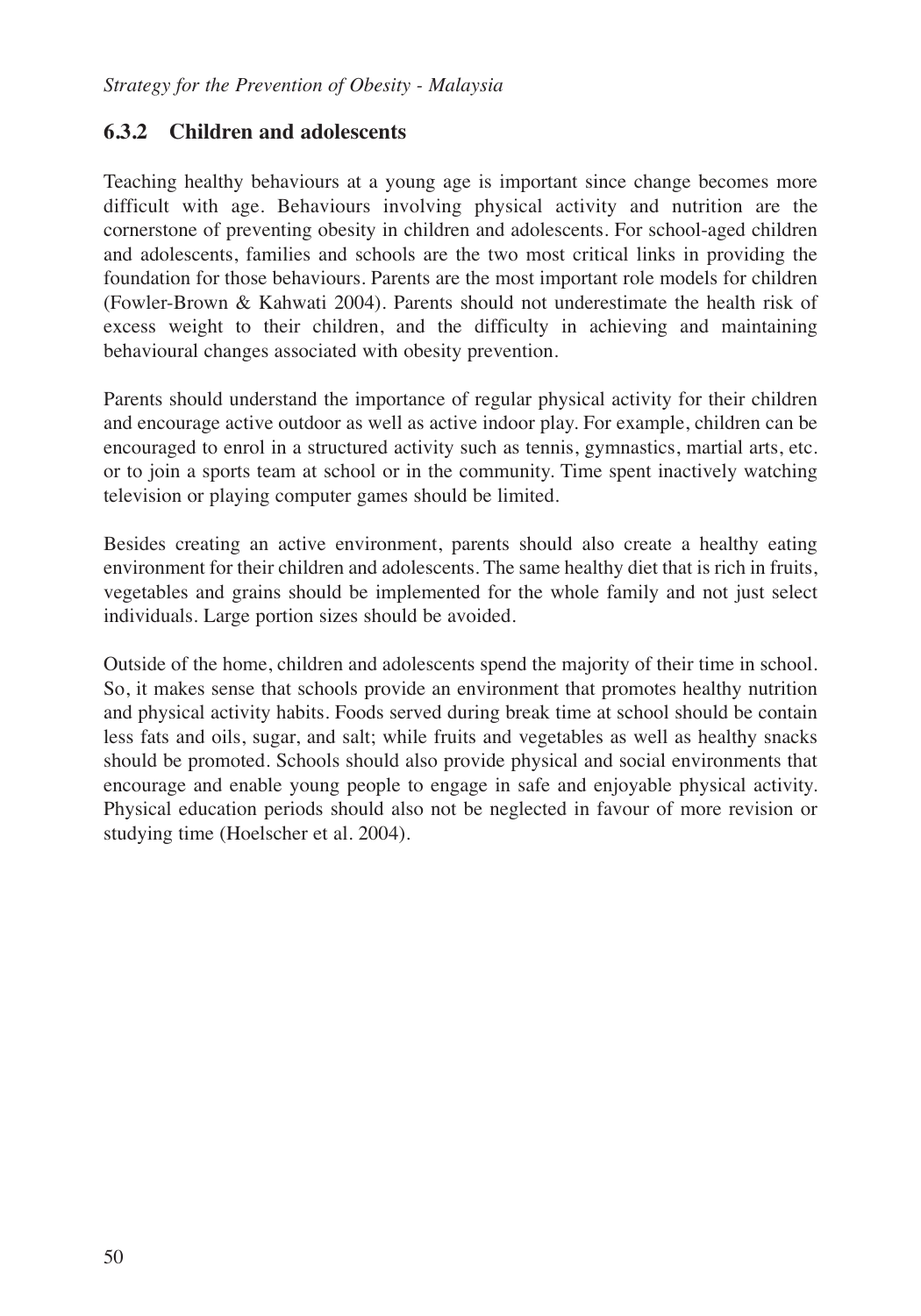### 6.3.2 Children and adolescents

Teaching healthy behaviours at a young age is important since change becomes more difficult with age. Behaviours involving physical activity and nutrition are the cornerstone of preventing obesity in children and adolescents. For school-aged children and adolescents, families and schools are the two most critical links in providing the foundation for those behaviours. Parents are the most important role models for children (Fowler-Brown & Kahwati 2004). Parents should not underestimate the health risk of excess weight to their children, and the difficulty in achieving and maintaining behavioural changes associated with obesity prevention.

Parents should understand the importance of regular physical activity for their children and encourage active outdoor as well as active indoor play. For example, children can be encouraged to enrol in a structured activity such as tennis, gymnastics, martial arts, etc. or to join a sports team at school or in the community. Time spent inactively watching television or playing computer games should be limited.

Besides creating an active environment, parents should also create a healthy eating environment for their children and adolescents. The same healthy diet that is rich in fruits, vegetables and grains should be implemented for the whole family and not just select individuals. Large portion sizes should be avoided.

Outside of the home, children and adolescents spend the majority of their time in school. So, it makes sense that schools provide an environment that promotes healthy nutrition and physical activity habits. Foods served during break time at school should be contain less fats and oils, sugar, and salt; while fruits and vegetables as well as healthy snacks should be promoted. Schools should also provide physical and social environments that encourage and enable young people to engage in safe and enjoyable physical activity. Physical education periods should also not be neglected in favour of more revision or studying time (Hoelscher et al. 2004).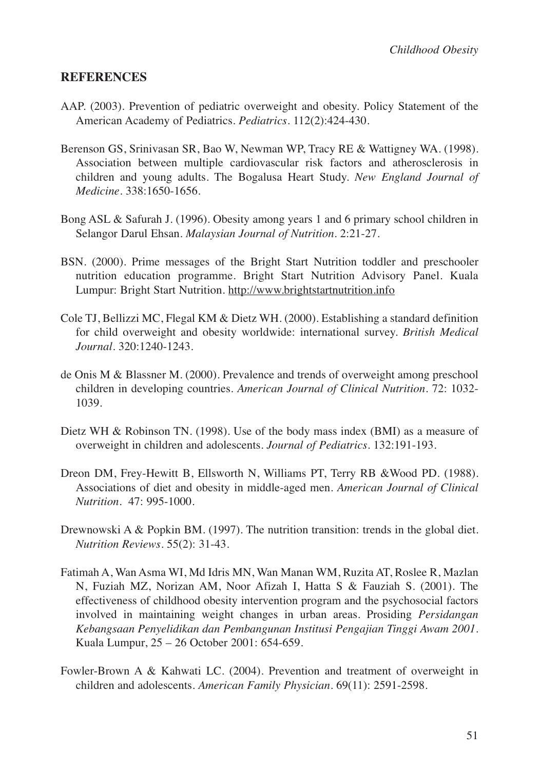## REFERENCES

AAP. (2003). Prevention of pediatric overweight and obesity. Policy Statement of the American Academy of Pediatrics. *Pediatrics*. 112(2):424-430.

Berenson GS, Srinivasan SR, Bao W, Newman WP, Tracy RE & Wattigney WA. (1998). Association between multiple cardiovascular risk factors and atherosclerosis in children and young adults. The Bogalusa Heart Study. *New England Journal of Medicine*. 338:1650-1656.

Bong ASL & Safurah J. (1996). Obesity among years 1 and 6 primary school children in Selangor Darul Ehsan. *Malaysian Journal of Nutrition*. 2:21-27.

BSN. (2000). Prime messages of the Bright Start Nutrition toddler and preschooler nutrition education programme. Bright Start Nutrition Advisory Panel. Kuala Lumpur: Bright Start Nutrition. http://www.brightstartnutrition.info

Cole TJ, Bellizzi MC, Flegal KM & Dietz WH. (2000). Establishing a standard definition for child overweight and obesity worldwide: international survey. *British Medical Journal*. 320:1240-1243.

de Onis M & Blassner M. (2000). Prevalence and trends of overweight among preschool children in developing countries. *American Journal of Clinical Nutrition*. 72: 1032-1039.

Dietz WH & Robinson TN. (1998). Use of the body mass index (BMI) as a measure of overweight in children and adolescents. *Journal of Pediatrics*. 132:191-193.

Dreon DM, Frey-Hewitt B, Ellsworth N, Williams PT, Terry RB &Wood PD. (1988). Associations of diet and obesity in middle-aged men. *American Journal of Clinical Nutrition*. 47: 995-1000.

Drewnowski A & Popkin BM. (1997). The nutrition transition: trends in the global diet. *Nutrition Reviews*. 55(2): 31-43.

Fatimah A, Wan Asma WI, Md Idris MN, Wan Manan WM, Ruzita AT, Roslee R, Mazlan N, Fuziah MZ, Norizan AM, Noor Afizah I, Hatta S & Fauziah S. (2001). The effectiveness of childhood obesity intervention program and the psychosocial factors involved in maintaining weight changes in urban areas. Prosiding *Persidangan Kebangsaan Penyelidikan dan Pembangunan Institusi Pengajian Tinggi Awam 2001*. Kuala Lumpur, 25 – 26 October 2001: 654-659.

Fowler-Brown A & Kahwati LC. (2004). Prevention and treatment of overweight in children and adolescents. *American Family Physician*. 69(11): 2591-2598.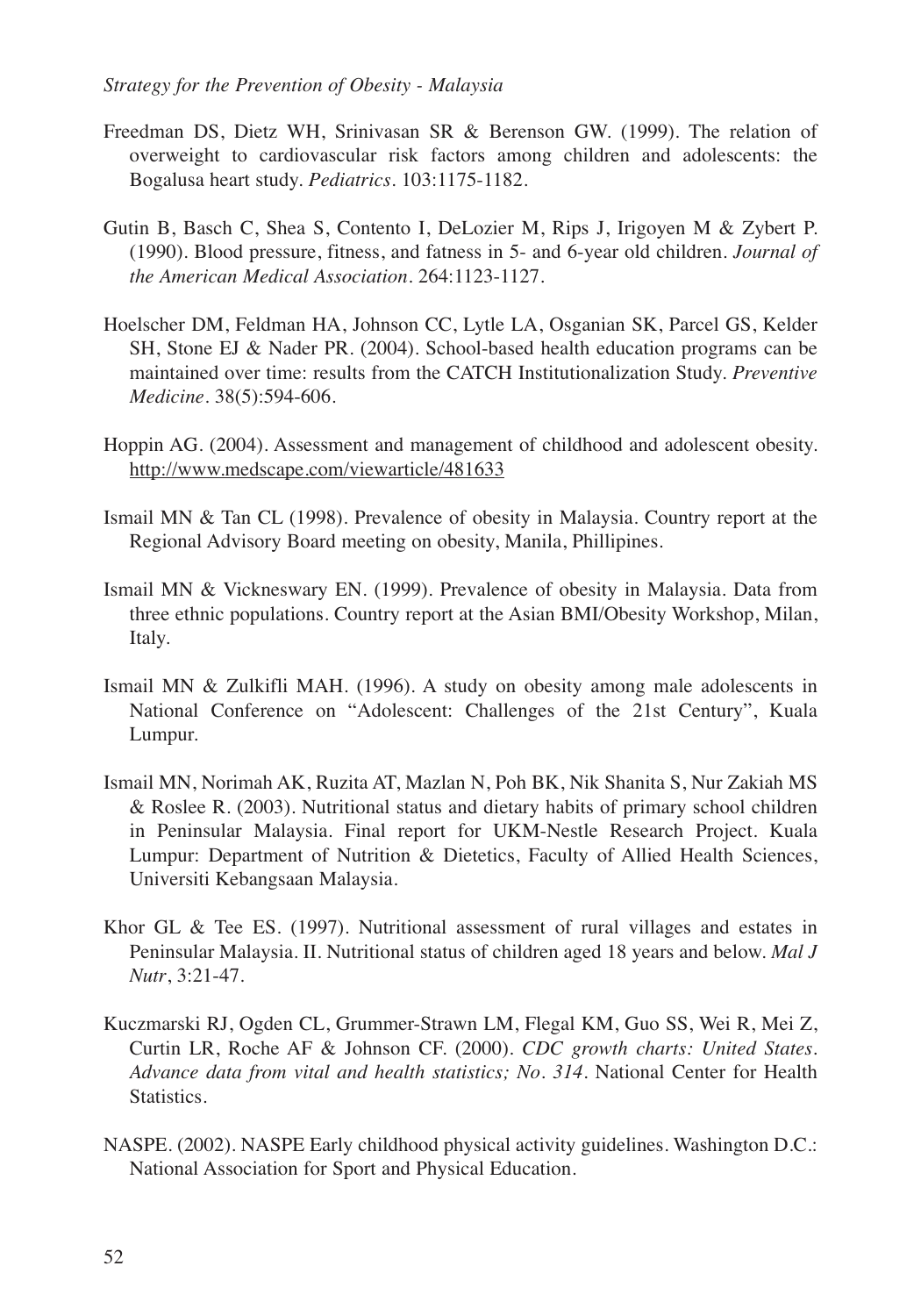Freedman DS, Dietz WH, Srinivasan SR & Berenson GW. (1999). The relation of overweight to cardiovascular risk factors among children and adolescents: the Bogalusa heart study. *Pediatrics*. 103:1175-1182.

Gutin B, Basch C, Shea S, Contento I, DeLozier M, Rips J, Irigoyen M & Zybert P. (1990). Blood pressure, fitness, and fatness in 5- and 6-year old children. *Journal of the American Medical Association*. 264:1123-1127.

Hoelscher DM, Feldman HA, Johnson CC, Lytle LA, Osganian SK, Parcel GS, Kelder SH, Stone EJ & Nader PR. (2004). School-based health education programs can be maintained over time: results from the CATCH Institutionalization Study. *Preventive Medicine*. 38(5):594-606.

Hoppin AG. (2004). Assessment and management of childhood and adolescent obesity. http://www.medscape.com/viewarticle/481633

Ismail MN & Tan CL (1998). Prevalence of obesity in Malaysia. Country report at the Regional Advisory Board meeting on obesity, Manila, Phillipines.

Ismail MN & Vickneswary EN. (1999). Prevalence of obesity in Malaysia. Data from three ethnic populations. Country report at the Asian BMI/Obesity Workshop, Milan, Italy.

Ismail MN & Zulkifli MAH. (1996). A study on obesity among male adolescents in National Conference on "Adolescent: Challenges of the 21st Century", Kuala Lumpur.

Ismail MN, Norimah AK, Ruzita AT, Mazlan N, Poh BK, Nik Shanita S, Nur Zakiah MS & Roslee R. (2003). Nutritional status and dietary habits of primary school children in Peninsular Malaysia. Final report for UKM-Nestle Research Project. Kuala Lumpur: Department of Nutrition & Dietetics, Faculty of Allied Health Sciences, Universiti Kebangsaan Malaysia.

Khor GL & Tee ES. (1997). Nutritional assessment of rural villages and estates in Peninsular Malaysia. II. Nutritional status of children aged 18 years and below. *Mal J Nutr*, 3:21-47.

Kuczmarski RJ, Ogden CL, Grummer-Strawn LM, Flegal KM, Guo SS, Wei R, Mei Z, Curtin LR, Roche AF & Johnson CF. (2000). *CDC growth charts: United States. Advance data from vital and health statistics; No. 314*. National Center for Health Statistics.

NASPE. (2002). NASPE Early childhood physical activity guidelines. Washington D.C.: National Association for Sport and Physical Education.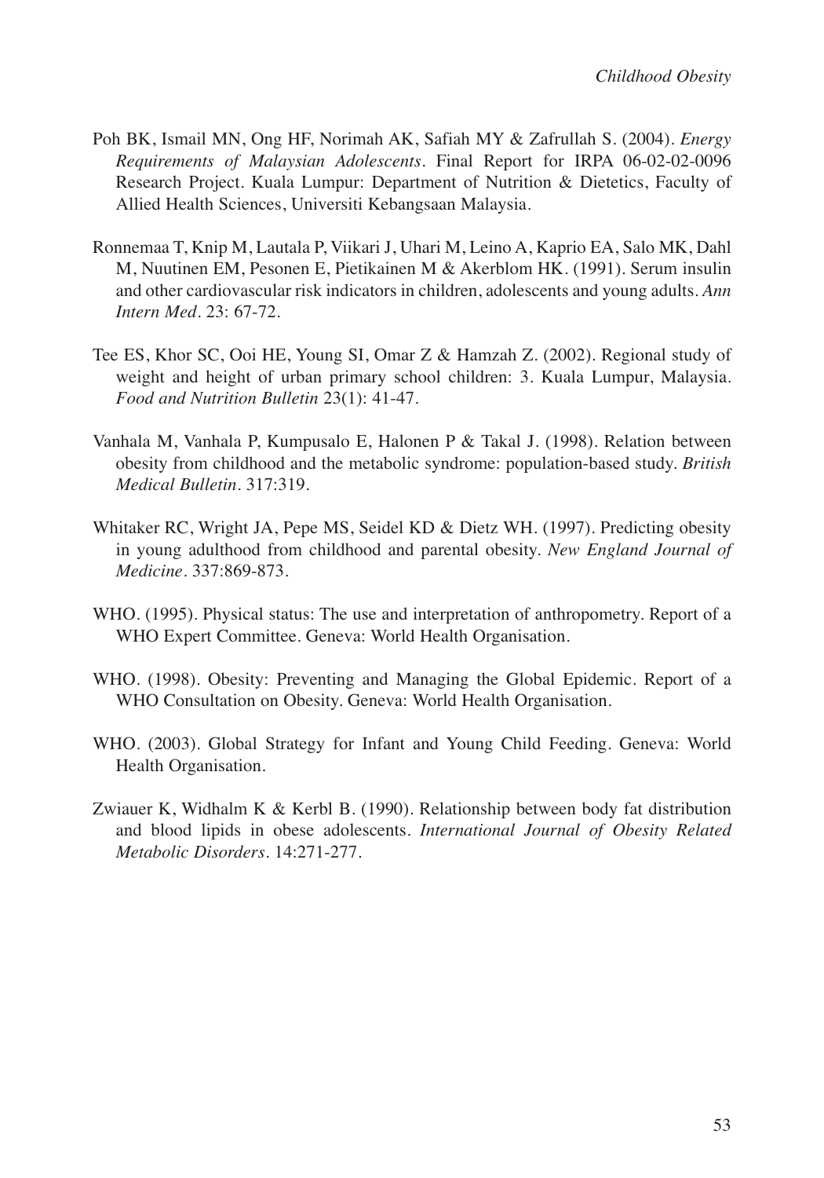Poh BK, Ismail MN, Ong HF, Norimah AK, Safiah MY & Zafrullah S. (2004). *Energy Requirements of Malaysian Adolescents*. Final Report for IRPA 06-02-02-0096 Research Project. Kuala Lumpur: Department of Nutrition & Dietetics, Faculty of Allied Health Sciences, Universiti Kebangsaan Malaysia.

Ronnemaa T, Knip M, Lautala P, Viikari J, Uhari M, Leino A, Kaprio EA, Salo MK, Dahl M, Nuutinen EM, Pesonen E, Pietikainen M & Akerblom HK. (1991). Serum insulin and other cardiovascular risk indicators in children, adolescents and young adults. *Ann Intern Med*. 23: 67-72.

Tee ES, Khor SC, Ooi HE, Young SI, Omar Z & Hamzah Z. (2002). Regional study of weight and height of urban primary school children: 3. Kuala Lumpur, Malaysia. *Food and Nutrition Bulletin* 23(1): 41-47.

Vanhala M, Vanhala P, Kumpusalo E, Halonen P & Takal J. (1998). Relation between obesity from childhood and the metabolic syndrome: population-based study. *British Medical Bulletin*. 317:319.

Whitaker RC, Wright JA, Pepe MS, Seidel KD & Dietz WH. (1997). Predicting obesity in young adulthood from childhood and parental obesity. *New England Journal of Medicine*. 337:869-873.

WHO. (1995). Physical status: The use and interpretation of anthropometry. Report of a WHO Expert Committee. Geneva: World Health Organisation.

WHO. (1998). Obesity: Preventing and Managing the Global Epidemic. Report of a WHO Consultation on Obesity. Geneva: World Health Organisation.

WHO. (2003). Global Strategy for Infant and Young Child Feeding. Geneva: World Health Organisation.

Zwiauer K, Widhalm K & Kerbl B. (1990). Relationship between body fat distribution and blood lipids in obese adolescents. *International Journal of Obesity Related Metabolic Disorders*. 14:271-277.